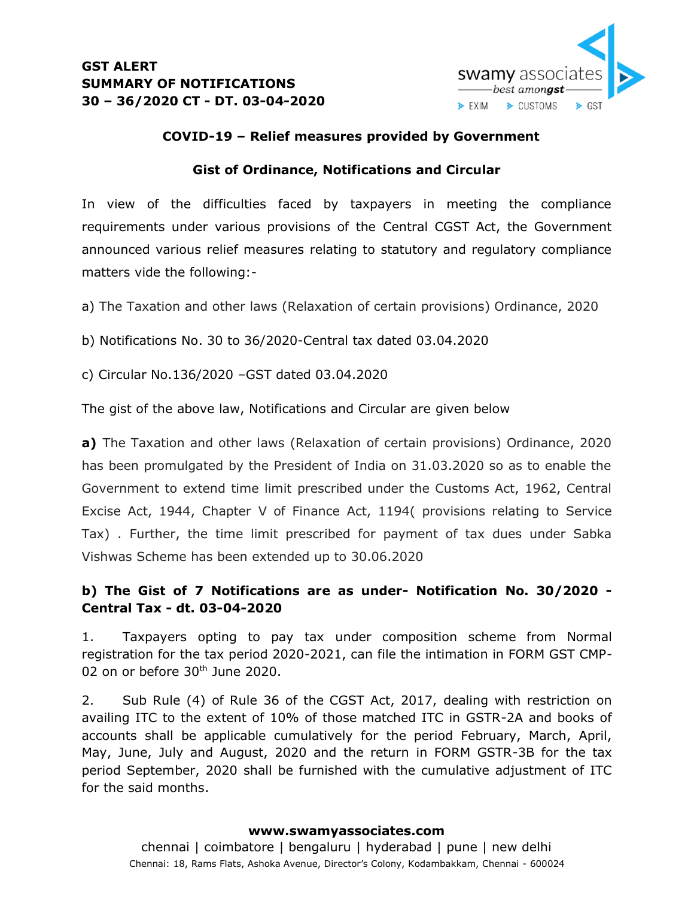**GST ALERT**
**SUMMARY OF NOTIFICATIONS**
**30 – 36/2020 CT - DT. 03-04-2020**

swamy associates
*best amongst*
EXIM CUSTOMS GST

## COVID-19 – Relief measures provided by Government

## Gist of Ordinance, Notifications and Circular

In view of the difficulties faced by taxpayers in meeting the compliance requirements under various provisions of the Central CGST Act, the Government announced various relief measures relating to statutory and regulatory compliance matters vide the following:-

a) The Taxation and other laws (Relaxation of certain provisions) Ordinance, 2020

b) Notifications No. 30 to 36/2020-Central tax dated 03.04.2020

c) Circular No.136/2020 –GST dated 03.04.2020

The gist of the above law, Notifications and Circular are given below

**a)** The Taxation and other laws (Relaxation of certain provisions) Ordinance, 2020 has been promulgated by the President of India on 31.03.2020 so as to enable the Government to extend time limit prescribed under the Customs Act, 1962, Central Excise Act, 1944, Chapter V of Finance Act, 1194( provisions relating to Service Tax) . Further, the time limit prescribed for payment of tax dues under Sabka Vishwas Scheme has been extended up to 30.06.2020

**b) The Gist of 7 Notifications are as under- Notification No. 30/2020 - Central Tax - dt. 03-04-2020**

1. Taxpayers opting to pay tax under composition scheme from Normal registration for the tax period 2020-2021, can file the intimation in FORM GST CMP-02 on or before 30th June 2020.

2. Sub Rule (4) of Rule 36 of the CGST Act, 2017, dealing with restriction on availing ITC to the extent of 10% of those matched ITC in GSTR-2A and books of accounts shall be applicable cumulatively for the period February, March, April, May, June, July and August, 2020 and the return in FORM GSTR-3B for the tax period September, 2020 shall be furnished with the cumulative adjustment of ITC for the said months.

**www.swamyassociates.com**
chennai | coimbatore | bengaluru | hyderabad | pune | new delhi
Chennai: 18, Rams Flats, Ashoka Avenue, Director's Colony, Kodambakkam, Chennai - 600024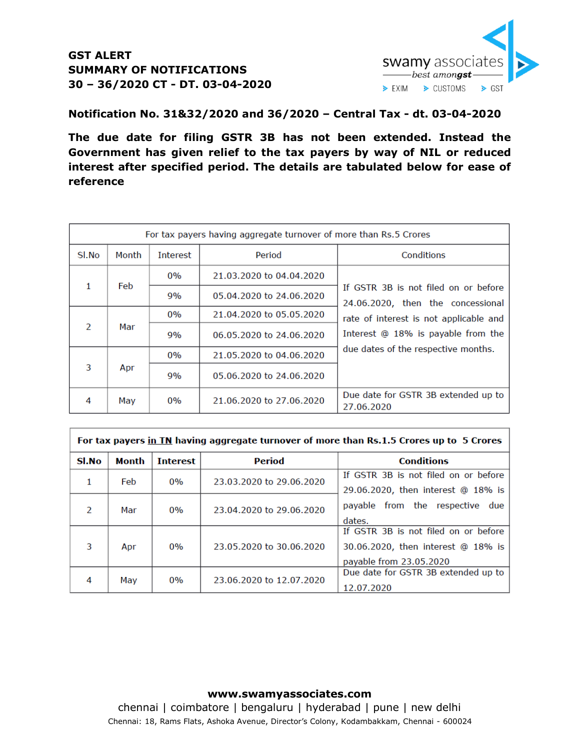**GST ALERT**
**SUMMARY OF NOTIFICATIONS**
**30 – 36/2020 CT - DT. 03-04-2020**

swamy associates
best amongst
EXIM | CUSTOMS | GST

**Notification No. 31&32/2020 and 36/2020 – Central Tax - dt. 03-04-2020**

**The due date for filing GSTR 3B has not been extended. Instead the Government has given relief to the tax payers by way of NIL or reduced interest after specified period. The details are tabulated below for ease of reference**

| For tax payers having aggregate turnover of more than Rs.5 Crores | | | | |
|---|---|---|---|---|
| Sl.No | Month | Interest | Period | Conditions |
| 1 | Feb | 0% | 21.03.2020 to 04.04.2020 | If GSTR 3B is not filed on or before 24.06.2020, then the concessional rate of interest is not applicable and Interest @ 18% is payable from the due dates of the respective months. |
| | | 9% | 05.04.2020 to 24.06.2020 | |
| 2 | Mar | 0% | 21.04.2020 to 05.05.2020 | |
| | | 9% | 06.05.2020 to 24.06.2020 | |
| 3 | Apr | 0% | 21.05.2020 to 04.06.2020 | |
| | | 9% | 05.06.2020 to 24.06.2020 | |
| 4 | May | 0% | 21.06.2020 to 27.06.2020 | Due date for GSTR 3B extended up to 27.06.2020 |

| **For tax payers in TN having aggregate turnover of more than Rs.1.5 Crores up to 5 Crores** | | | | |
|---|---|---|---|---|
| **Sl.No** | **Month** | **Interest** | **Period** | **Conditions** |
| 1 | Feb | 0% | 23.03.2020 to 29.06.2020 | If GSTR 3B is not filed on or before 29.06.2020, then interest @ 18% is payable from the respective due dates. |
| 2 | Mar | 0% | 23.04.2020 to 29.06.2020 | |
| 3 | Apr | 0% | 23.05.2020 to 30.06.2020 | If GSTR 3B is not filed on or before 30.06.2020, then interest @ 18% is payable from 23.05.2020 |
| 4 | May | 0% | 23.06.2020 to 12.07.2020 | Due date for GSTR 3B extended up to 12.07.2020 |

**www.swamyassociates.com**
chennai | coimbatore | bengaluru | hyderabad | pune | new delhi
Chennai: 18, Rams Flats, Ashoka Avenue, Director's Colony, Kodambakkam, Chennai - 600024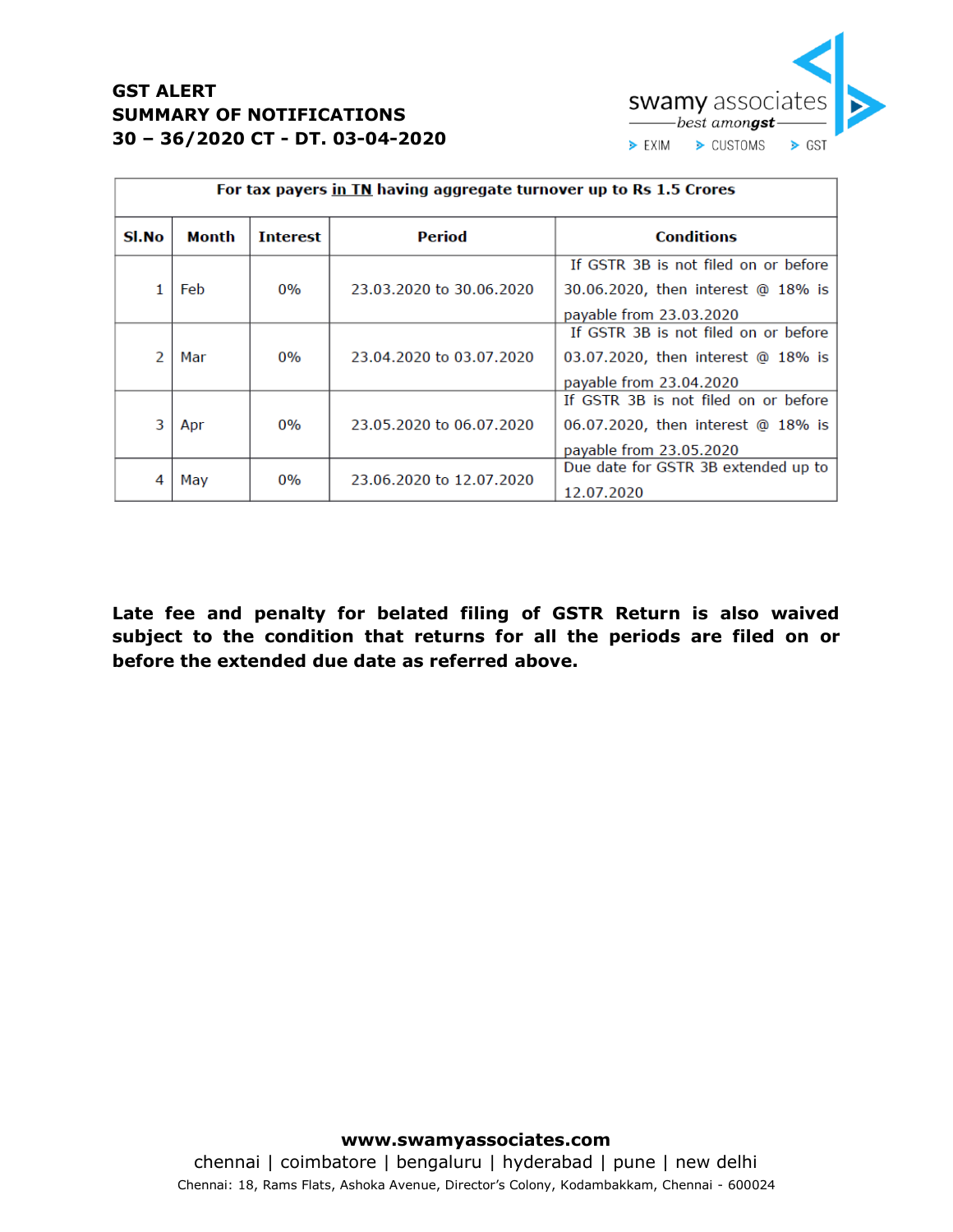**GST ALERT**
**SUMMARY OF NOTIFICATIONS**
**30 – 36/2020 CT - DT. 03-04-2020**

swamy associates
best amongst
EXIM CUSTOMS GST

| For tax payers in TN having aggregate turnover up to Rs 1.5 Crores | | | | |
|---|---|---|---|---|
| **Sl.No** | **Month** | **Interest** | **Period** | **Conditions** |
| 1 | Feb | 0% | 23.03.2020 to 30.06.2020 | If GSTR 3B is not filed on or before 30.06.2020, then interest @ 18% is payable from 23.03.2020 |
| 2 | Mar | 0% | 23.04.2020 to 03.07.2020 | If GSTR 3B is not filed on or before 03.07.2020, then interest @ 18% is payable from 23.04.2020 |
| 3 | Apr | 0% | 23.05.2020 to 06.07.2020 | If GSTR 3B is not filed on or before 06.07.2020, then interest @ 18% is payable from 23.05.2020 |
| 4 | May | 0% | 23.06.2020 to 12.07.2020 | Due date for GSTR 3B extended up to 12.07.2020 |

**Late fee and penalty for belated filing of GSTR Return is also waived subject to the condition that returns for all the periods are filed on or before the extended due date as referred above.**

**www.swamyassociates.com**
chennai | coimbatore | bengaluru | hyderabad | pune | new delhi
Chennai: 18, Rams Flats, Ashoka Avenue, Director's Colony, Kodambakkam, Chennai - 600024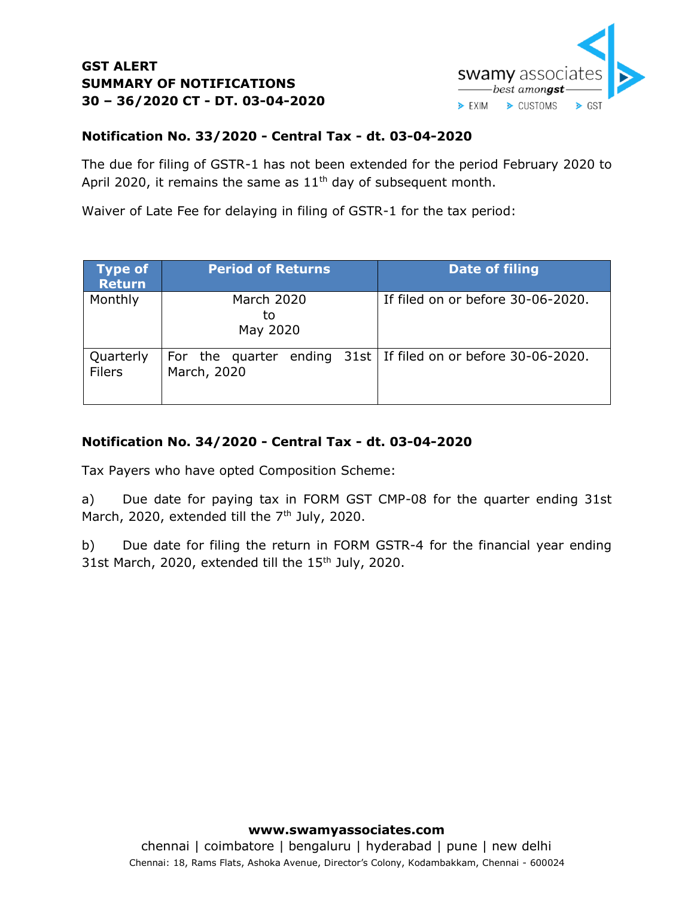**GST ALERT**
**SUMMARY OF NOTIFICATIONS**
**30 – 36/2020 CT - DT. 03-04-2020**

### Notification No. 33/2020 - Central Tax - dt. 03-04-2020

The due for filing of GSTR-1 has not been extended for the period February 2020 to April 2020, it remains the same as 11th day of subsequent month.

Waiver of Late Fee for delaying in filing of GSTR-1 for the tax period:

| Type of Return | Period of Returns | Date of filing |
|---|---|---|
| Monthly | March 2020 to May 2020 | If filed on or before 30-06-2020. |
| Quarterly Filers | For the quarter ending 31st March, 2020 | If filed on or before 30-06-2020. |

### Notification No. 34/2020 - Central Tax - dt. 03-04-2020

Tax Payers who have opted Composition Scheme:

a) Due date for paying tax in FORM GST CMP-08 for the quarter ending 31st March, 2020, extended till the 7th July, 2020.

b) Due date for filing the return in FORM GSTR-4 for the financial year ending 31st March, 2020, extended till the 15th July, 2020.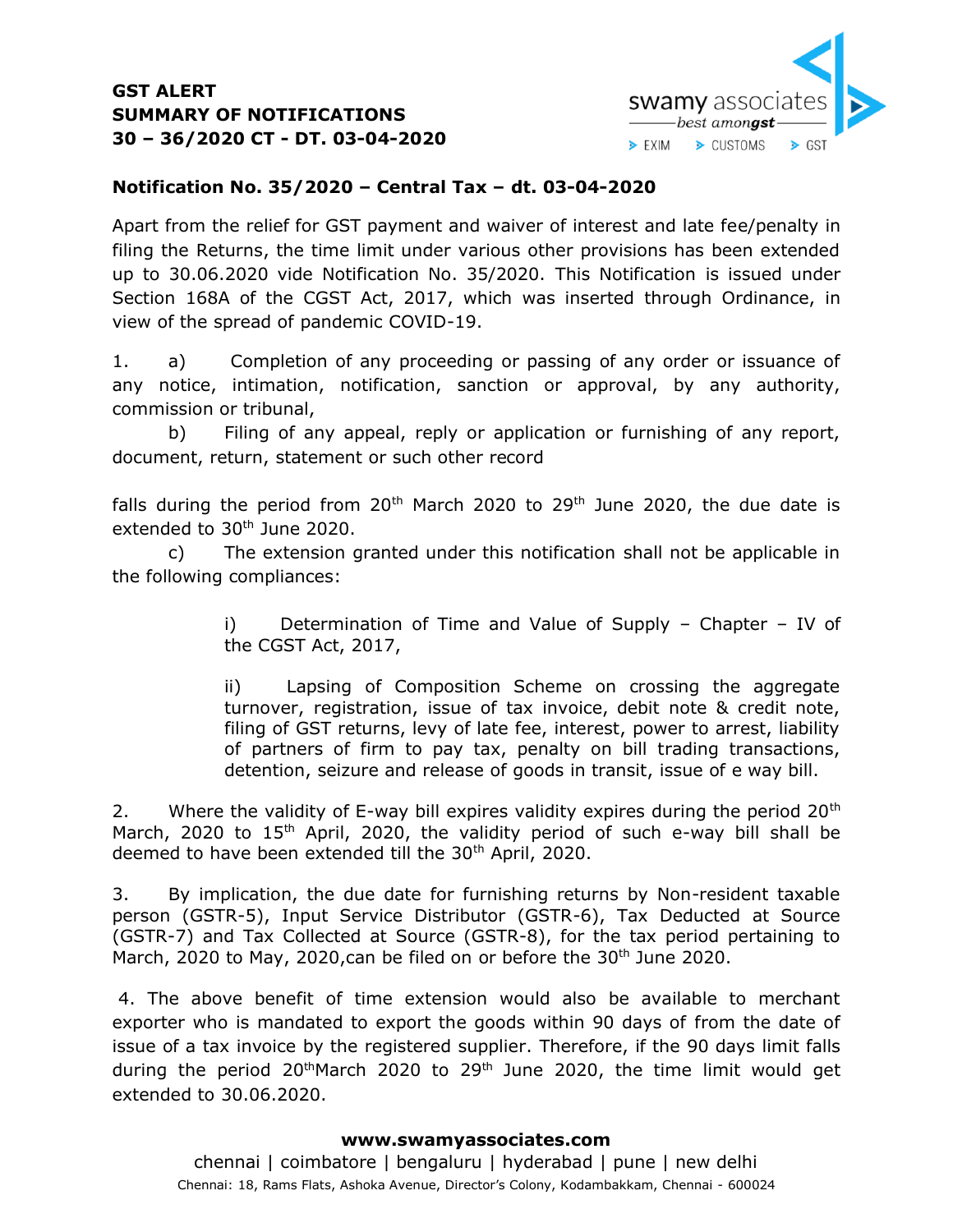**GST ALERT**
**SUMMARY OF NOTIFICATIONS**
**30 – 36/2020 CT - DT. 03-04-2020**

## Notification No. 35/2020 – Central Tax – dt. 03-04-2020

Apart from the relief for GST payment and waiver of interest and late fee/penalty in filing the Returns, the time limit under various other provisions has been extended up to 30.06.2020 vide Notification No. 35/2020. This Notification is issued under Section 168A of the CGST Act, 2017, which was inserted through Ordinance, in view of the spread of pandemic COVID-19.

1. a) Completion of any proceeding or passing of any order or issuance of any notice, intimation, notification, sanction or approval, by any authority, commission or tribunal,

   b) Filing of any appeal, reply or application or furnishing of any report, document, return, statement or such other record

falls during the period from 20th March 2020 to 29th June 2020, the due date is extended to 30th June 2020.

   c) The extension granted under this notification shall not be applicable in the following compliances:

      i) Determination of Time and Value of Supply – Chapter – IV of the CGST Act, 2017,

      ii) Lapsing of Composition Scheme on crossing the aggregate turnover, registration, issue of tax invoice, debit note & credit note, filing of GST returns, levy of late fee, interest, power to arrest, liability of partners of firm to pay tax, penalty on bill trading transactions, detention, seizure and release of goods in transit, issue of e way bill.

2. Where the validity of E-way bill expires validity expires during the period 20th March, 2020 to 15th April, 2020, the validity period of such e-way bill shall be deemed to have been extended till the 30th April, 2020.

3. By implication, the due date for furnishing returns by Non-resident taxable person (GSTR-5), Input Service Distributor (GSTR-6), Tax Deducted at Source (GSTR-7) and Tax Collected at Source (GSTR-8), for the tax period pertaining to March, 2020 to May, 2020,can be filed on or before the 30th June 2020.

4. The above benefit of time extension would also be available to merchant exporter who is mandated to export the goods within 90 days of from the date of issue of a tax invoice by the registered supplier. Therefore, if the 90 days limit falls during the period 20thMarch 2020 to 29th June 2020, the time limit would get extended to 30.06.2020.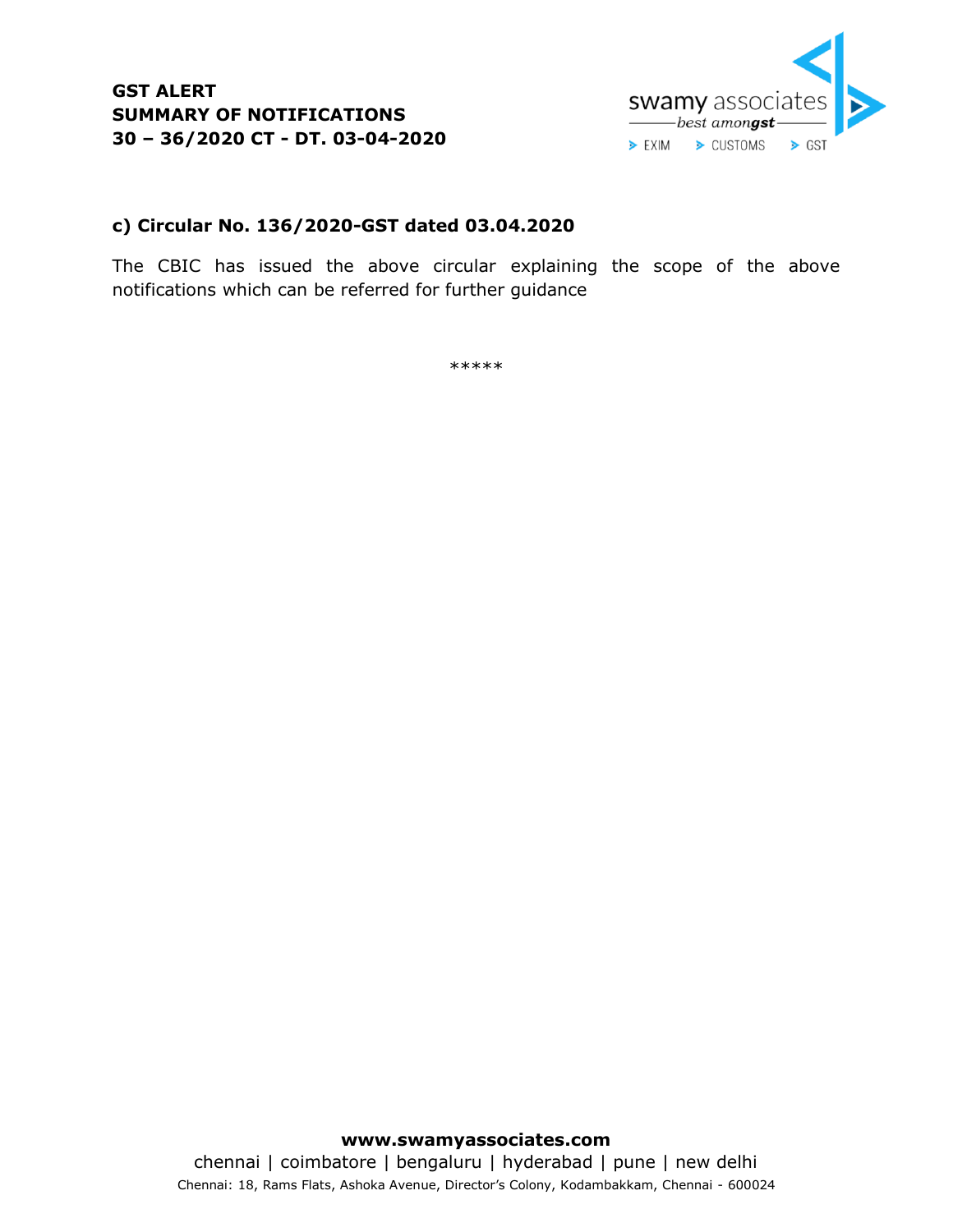### c) Circular No. 136/2020-GST dated 03.04.2020

The CBIC has issued the above circular explaining the scope of the above notifications which can be referred for further guidance

*****